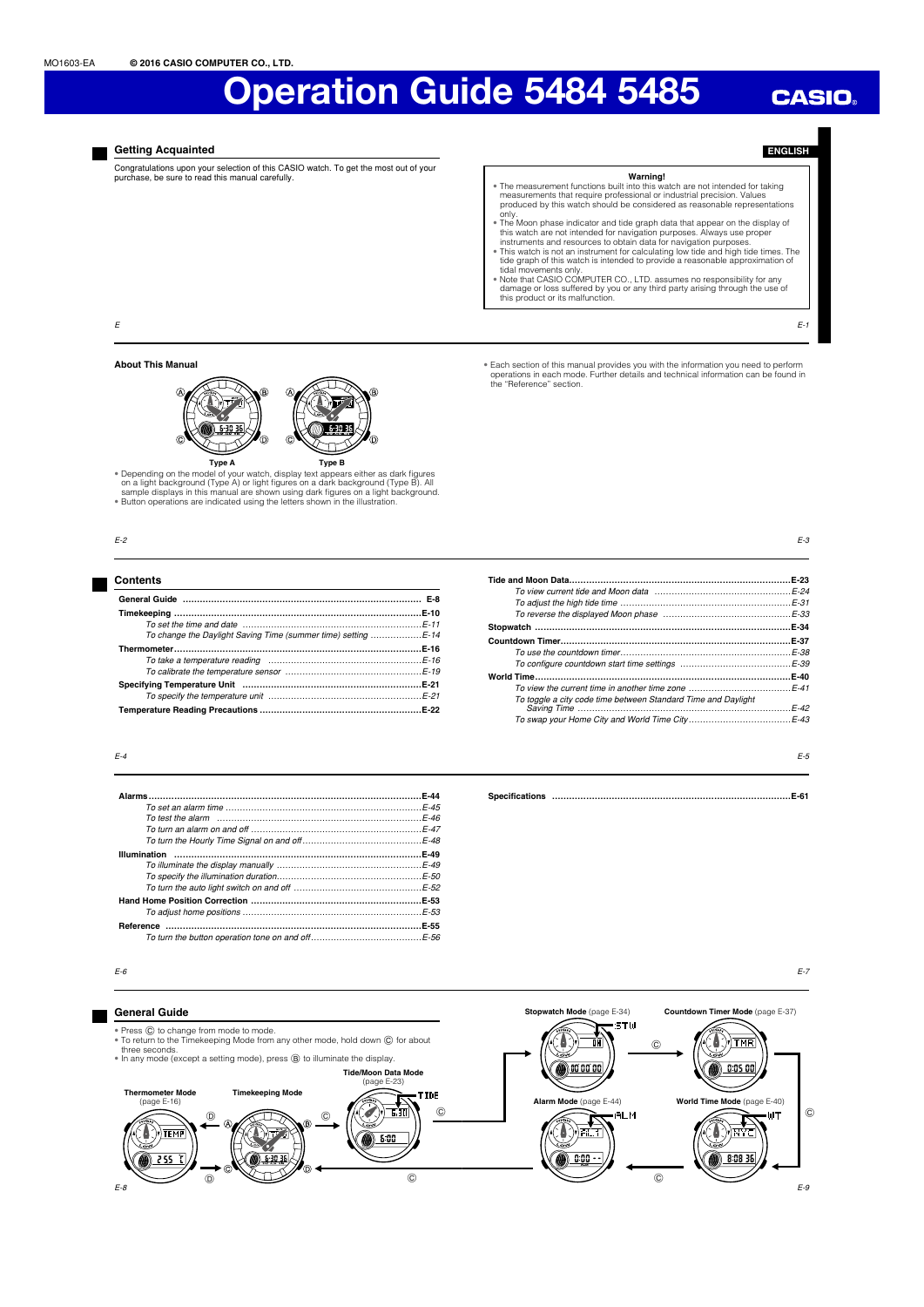MO1603-EA © 2016 CASIO COMPUTER CO., LTD.

# Operation Guide 5484 5485

CASIO

ENGLISH

## Getting Acquainted

Congratulations upon your selection of this CASIO watch. To get the most out of your purchase, be sure to read this manual carefully.

**Warning!**

- The measurement functions built into this watch are not intended for taking measurements that require professional or industrial precision. Values produced by this watch should be considered as reasonable representations only.
- The Moon phase indicator and tide graph data that appear on the display of this watch are not intended for navigation purposes. Always use proper instruments and resources to obtain data for navigation purposes.
- This watch is not an instrument for calculating low tide and high tide times. The tide graph of this watch is intended to provide a reasonable approximation of tidal movements only.
- Note that CASIO COMPUTER CO., LTD. assumes no responsibility for any damage or loss suffered by you or any third party arising through the use of this product or its malfunction.

### About This Manual

Type A　　Type B

- Depending on the model of your watch, display text appears either as dark figures on a light background (Type A) or light figures on a dark background (Type B). All sample displays in this manual are shown using dark figures on a light background.
- Button operations are indicated using the letters shown in the illustration.
- Each section of this manual provides you with the information you need to perform operations in each mode. Further details and technical information can be found in the "Reference" section.

## Contents

| | |
|---|---|
| **General Guide** | **E-8** |
| **Timekeeping** | **E-10** |
| *To set the time and date* | *E-11* |
| *To change the Daylight Saving Time (summer time) setting* | *E-14* |
| **Thermometer** | **E-16** |
| *To take a temperature reading* | *E-16* |
| *To calibrate the temperature sensor* | *E-19* |
| **Specifying Temperature Unit** | **E-21** |
| *To specify the temperature unit* | *E-21* |
| **Temperature Reading Precautions** | **E-22** |
| **Tide and Moon Data** | **E-23** |
| *To view current tide and Moon data* | *E-24* |
| *To adjust the high tide time* | *E-31* |
| *To reverse the displayed Moon phase* | *E-33* |
| **Stopwatch** | **E-34** |
| **Countdown Timer** | **E-37** |
| *To use the countdown timer* | *E-38* |
| *To configure countdown start time settings* | *E-39* |
| **World Time** | **E-40** |
| *To view the current time in another time zone* | *E-41* |
| *To toggle a city code time between Standard Time and Daylight Saving Time* | *E-42* |
| *To swap your Home City and World Time City* | *E-43* |
| **Alarms** | **E-44** |
| *To set an alarm time* | *E-45* |
| *To test the alarm* | *E-46* |
| *To turn an alarm on and off* | *E-47* |
| *To turn the Hourly Time Signal on and off* | *E-48* |
| **Illumination** | **E-49** |
| *To illuminate the display manually* | *E-49* |
| *To specify the illumination duration* | *E-50* |
| *To turn the auto light switch on and off* | *E-52* |
| **Hand Home Position Correction** | **E-53** |
| *To adjust home positions* | *E-53* |
| **Reference** | **E-55** |
| *To turn the button operation tone on and off* | *E-56* |
| **Specifications** | **E-61** |

## General Guide

- Press Ⓒ to change from mode to mode.
- To return to the Timekeeping Mode from any other mode, hold down Ⓒ for about three seconds.
- In any mode (except a setting mode), press Ⓑ to illuminate the display.

**Thermometer Mode** (page E-16)

**Timekeeping Mode**

**Tide/Moon Data Mode** (page E-23)

**Stopwatch Mode** (page E-34)

**Countdown Timer Mode** (page E-37)

**Alarm Mode** (page E-44)

**World Time Mode** (page E-40)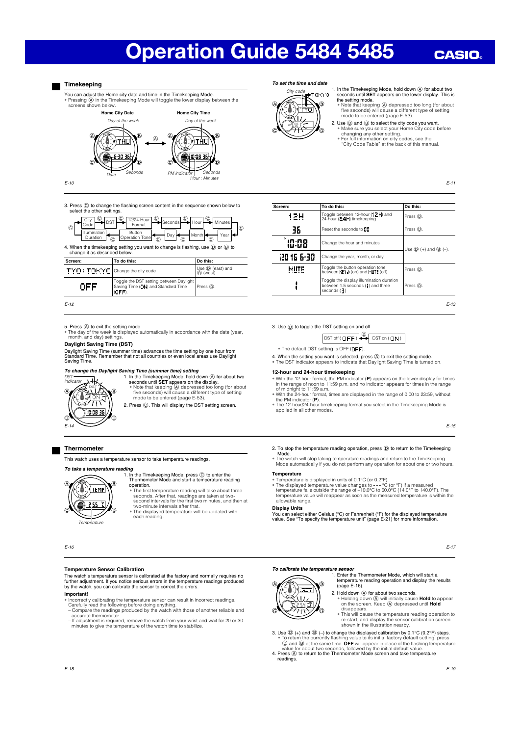# Operation Guide 5484 5485

## Timekeeping

You can adjust the Home city date and time in the Timekeeping Mode.

- Pressing Ⓐ in the Timekeeping Mode will toggle the lower display between the screens shown below.

Home City Date / Home City Time

Day of the week, Date, Seconds / Day of the week, PM indicator, Hour : Minutes, Seconds

### To set the time and date

1. In the Timekeeping Mode, hold down Ⓐ for about two seconds until **SET** appears on the lower display. This is the setting mode.
   - Note that keeping Ⓐ depressed too long (for about five seconds) will cause a different type of setting mode to be entered (page E-53).
2. Use Ⓓ and Ⓑ to select the city code you want.
   - Make sure you select your Home City code before changing any other setting.
   - For full information on city codes, see the "City Code Table" at the back of this manual.
3. Press Ⓒ to change the flashing screen content in the sequence shown below to select the other settings.

City Code → DST → 12/24-Hour Format → Seconds → Hour → Minutes → Year → Month → Day → Button Operation Tone → Illumination Duration → City Code

4. When the timekeeping setting you want to change is flashing, use Ⓓ or Ⓑ to change it as described below.

| Screen: | To do this: | Do this: |
|---|---|---|
| TYO : TOKYO | Change the city code | Use Ⓓ (east) and Ⓑ (west). |
| OFF | Toggle the DST setting between Daylight Saving Time (ON) and Standard Time (OFF). | Press Ⓓ. |
| 12H | Toggle between 12-hour (12H) and 24-hour (24H) timekeeping | Press Ⓓ. |
| 36 | Reset the seconds to 00 | Press Ⓓ. |
| P 10:08 | Change the hour and minutes | Use Ⓓ (+) and Ⓑ (–). |
| 2016 6-30 | Change the year, month, or day | Use Ⓓ (+) and Ⓑ (–). |
| MUTE | Toggle the button operation tone between KEY♪ (on) and MUTE (off) | Press Ⓓ. |
| 1 | Toggle the display illumination duration between 1.5 seconds (1) and three seconds (3) | Press Ⓓ. |

5. Press Ⓐ to exit the setting mode.
   - The day of the week is displayed automatically in accordance with the date (year, month, and day) settings.

### Daylight Saving Time (DST)

Daylight Saving Time (summer time) advances the time setting by one hour from Standard Time. Remember that not all countries or even local areas use Daylight Saving Time.

### To change the Daylight Saving Time (summer time) setting

DST indicator

1. In the Timekeeping Mode, hold down Ⓐ for about two seconds until **SET** appears on the display.
   - Note that keeping Ⓐ depressed too long (for about five seconds) will cause a different type of setting mode to be entered (page E-53).
2. Press Ⓒ. This will display the DST setting screen.
3. Use Ⓓ to toggle the DST setting on and off.

DST off (OFF) ↔Ⓓ DST on (ON)

- The default DST setting is OFF (OFF).

4. When the setting you want is selected, press Ⓐ to exit the setting mode.
   - The DST indicator appears to indicate that Daylight Saving Time is turned on.

### 12-hour and 24-hour timekeeping

- With the 12-hour format, the PM indicator (**P**) appears on the lower display for times in the range of noon to 11:59 p.m. and no indicator appears for times in the range of midnight to 11:59 a.m.
- With the 24-hour format, times are displayed in the range of 0:00 to 23:59, without the PM indicator (**P**).
- The 12-hour/24-hour timekeeping format you select in the Timekeeping Mode is applied in all other modes.

## Thermometer

This watch uses a temperature sensor to take temperature readings.

### To take a temperature reading

Temperature

1. In the Timekeeping Mode, press Ⓓ to enter the Thermometer Mode and start a temperature reading operation.
   - The first temperature reading will take about three seconds. After that, readings are taken at two-second intervals for the first two minutes, and then at two-minute intervals after that.
   - The displayed temperature will be updated with each reading.
2. To stop the temperature reading operation, press Ⓓ to return to the Timekeeping Mode.
   - The watch will stop taking temperature readings and return to the Timekeeping Mode automatically if you do not perform any operation for about one or two hours.

### Temperature

- Temperature is displayed in units of 0.1°C (or 0.2°F).
- The displayed temperature value changes to - - - °C (or °F) if a measured temperature falls outside the range of –10.0°C to 60.0°C (14.0°F to 140.0°F). The temperature value will reappear as soon as the measured temperature is within the allowable range.

### Display Units

You can select either Celsius (°C) or Fahrenheit (°F) for the displayed temperature value. See "To specify the temperature unit" (page E-21) for more information.

### Temperature Sensor Calibration

The watch's temperature sensor is calibrated at the factory and normally requires no further adjustment. If you notice serious errors in the temperature readings produced by the watch, you can calibrate the sensor to correct the errors.

**Important!**

- Incorrectly calibrating the temperature sensor can result in incorrect readings. Carefully read the following before doing anything.
  – Compare the readings produced by the watch with those of another reliable and accurate thermometer.
  – If adjustment is required, remove the watch from your wrist and wait for 20 or 30 minutes to give the temperature of the watch time to stabilize.

### To calibrate the temperature sensor

1. Enter the Thermometer Mode, which will start a temperature reading operation and display the results (page E-16).
2. Hold down Ⓐ for about two seconds.
   - Holding down Ⓐ will initially cause **Hold** to appear on the screen. Keep Ⓐ depressed until **Hold** disappears.
   - This will cause the temperature reading operation to re-start, and display the sensor calibration screen shown in the illustration nearby.
3. Use Ⓓ (+) and Ⓑ (–) to change the displayed calibration by 0.1°C (0.2°F) steps.
   - To return the currently flashing value to its initial factory default setting, press Ⓓ and Ⓑ at the same time. **OFF** will appear in place of the flashing temperature value for about two seconds, followed by the initial default value.
4. Press Ⓐ to return to the Thermometer Mode screen and take temperature readings.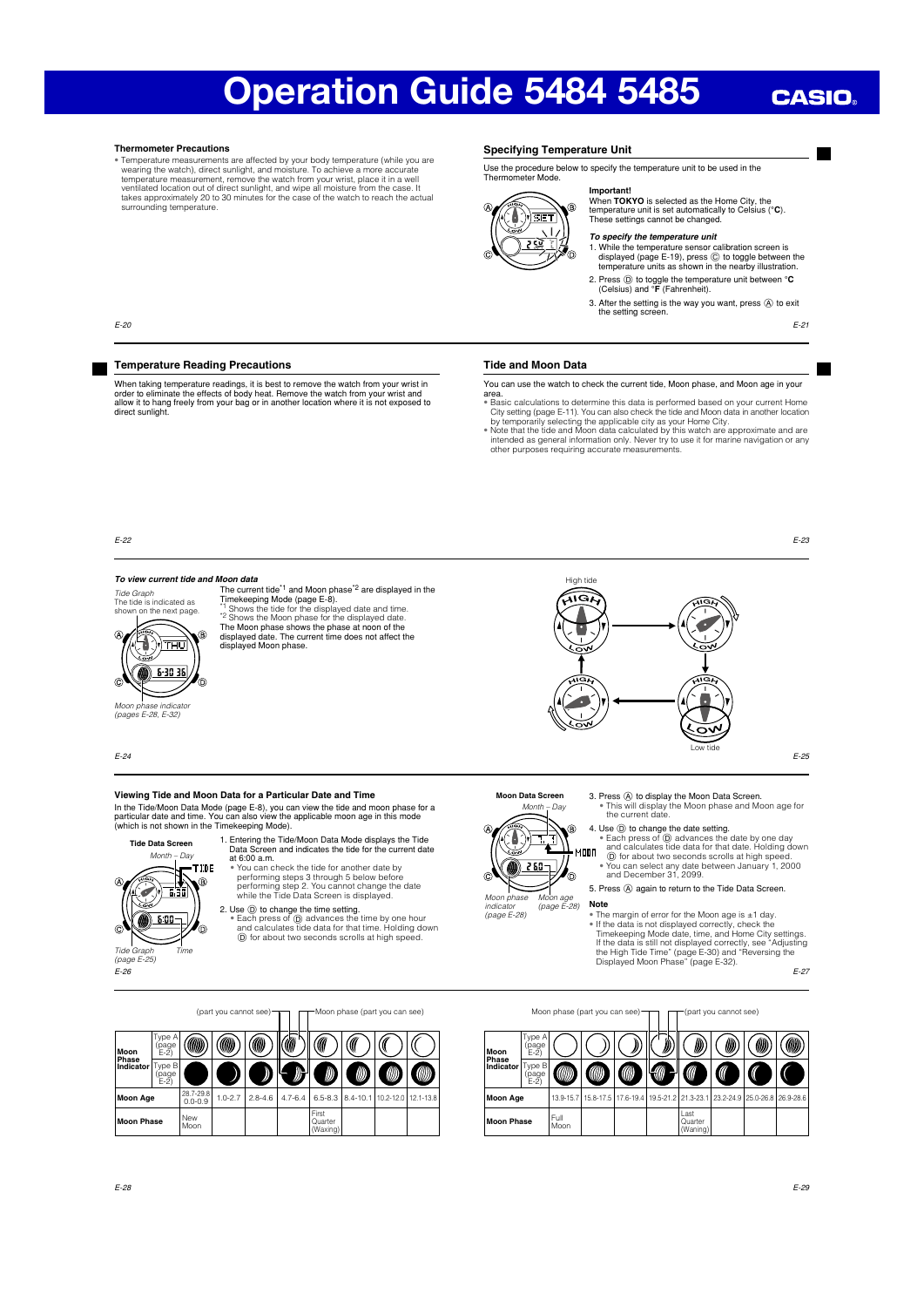# Operation Guide 5484 5485

### Thermometer Precautions

- Temperature measurements are affected by your body temperature (while you are wearing the watch), direct sunlight, and moisture. To achieve a more accurate temperature measurement, remove the watch from your wrist, place it in a well ventilated location out of direct sunlight, and wipe all moisture from the case. It takes approximately 20 to 30 minutes for the case of the watch to reach the actual surrounding temperature.

## Specifying Temperature Unit

Use the procedure below to specify the temperature unit to be used in the Thermometer Mode.

**Important!**

When **TOKYO** is selected as the Home City, the temperature unit is set automatically to Celsius (°**C**). These settings cannot be changed.

***To specify the temperature unit***

1. While the temperature sensor calibration screen is displayed (page E-19), press Ⓒ to toggle between the temperature units as shown in the nearby illustration.
2. Press Ⓓ to toggle the temperature unit between °**C** (Celsius) and °**F** (Fahrenheit).
3. After the setting is the way you want, press Ⓐ to exit the setting screen.

## Temperature Reading Precautions

When taking temperature readings, it is best to remove the watch from your wrist in order to eliminate the effects of body heat. Remove the watch from your wrist and allow it to hang freely from your bag or in another location where it is not exposed to direct sunlight.

## Tide and Moon Data

You can use the watch to check the current tide, Moon phase, and Moon age in your area.

- Basic calculations to determine this data is performed based on your current Home City setting (page E-11). You can also check the tide and Moon data in another location by temporarily selecting the applicable city as your Home City.
- Note that the tide and Moon data calculated by this watch are approximate and are intended as general information only. Never try to use it for marine navigation or any other purposes requiring accurate measurements.

***To view current tide and Moon data***

*Tide Graph*
The tide is indicated as shown on the next page.

*Moon phase indicator (pages E-28, E-32)*

The current tide[*1] and Moon phase[*2] are displayed in the Timekeeping Mode (page E-8).
[*1] Shows the tide for the displayed date and time.
[*2] Shows the Moon phase for the displayed date.
The Moon phase shows the phase at noon of the displayed date. The current time does not affect the displayed Moon phase.

High tide

Low tide

### Viewing Tide and Moon Data for a Particular Date and Time

In the Tide/Moon Data Mode (page E-8), you can view the tide and moon phase for a particular date and time. You can also view the applicable moon age in this mode (which is not shown in the Timekeeping Mode).

**Tide Data Screen**

*Month – Day*

*Tide Graph (page E-25)*

*Time*

1. Entering the Tide/Moon Data Mode displays the Tide Data Screen and indicates the tide for the current date at 6:00 a.m.
   - You can check the tide for another date by performing steps 3 through 5 below before performing step 2. You cannot change the date while the Tide Data Screen is displayed.
2. Use Ⓓ to change the time setting.
   - Each press of Ⓓ advances the time by one hour and calculates tide data for that time. Holding down Ⓓ for about two seconds scrolls at high speed.

**Moon Data Screen**

*Month – Day*

*Moon phase indicator (page E-28)*

*Moon age (page E-28)*

3. Press Ⓐ to display the Moon Data Screen.
   - This will display the Moon phase and Moon age for the current date.
4. Use Ⓓ to change the date setting.
   - Each press of Ⓓ advances the date by one day and calculates tide data for that date. Holding down Ⓓ for about two seconds scrolls at high speed.
   - You can select any date between January 1, 2000 and December 31, 2099.
5. Press Ⓐ again to return to the Tide Data Screen.

**Note**

- The margin of error for the Moon age is ±1 day.
- If the data is not displayed correctly, check the Timekeeping Mode date, time, and Home City settings. If the data is still not displayed correctly, see "Adjusting the High Tide Time" (page E-30) and "Reversing the Displayed Moon Phase" (page E-32).

(part you cannot see) — Moon phase (part you can see)

| | | | | | | | | | |
|---|---|---|---|---|---|---|---|---|---|
| **Moon Phase Indicator** | Type A (page E-2) | | | | | | | | |
| | Type B (page E-2) | | | | | | | | |
| **Moon Age** | | 28.7-29.8 0.0-0.9 | 1.0-2.7 | 2.8-4.6 | 4.7-6.4 | 6.5-8.3 | 8.4-10.1 | 10.2-12.0 | 12.1-13.8 |
| **Moon Phase** | | New Moon | | | | First Quarter (Waxing) | | | |

Moon phase (part you can see) — (part you cannot see)

| | | | | | | | | | |
|---|---|---|---|---|---|---|---|---|---|
| **Moon Phase Indicator** | Type A (page E-2) | | | | | | | | |
| | Type B (page E-2) | | | | | | | | |
| **Moon Age** | | 13.9-15.7 | 15.8-17.5 | 17.6-19.4 | 19.5-21.2 | 21.3-23.1 | 23.2-24.9 | 25.0-26.8 | 26.9-28.6 |
| **Moon Phase** | | Full Moon | | | | Last Quarter (Waning) | | | |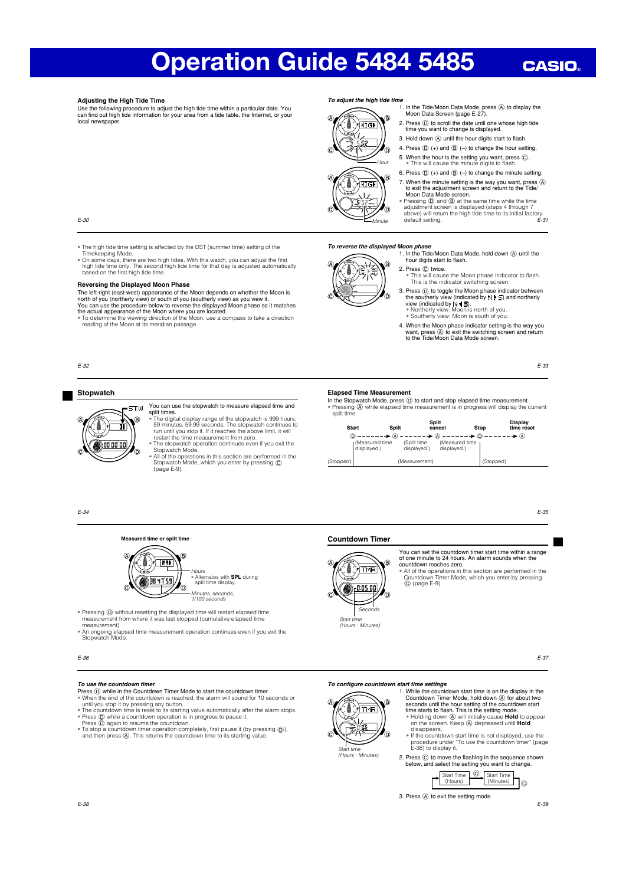# Operation Guide 5484 5485

### Adjusting the High Tide Time

Use the following procedure to adjust the high tide time within a particular date. You can find out high tide information for your area from a tide table, the Internet, or your local newspaper.

***To adjust the high tide time***

1. In the Tide/Moon Data Mode, press Ⓐ to display the Moon Data Screen (page E-27).
2. Press Ⓓ to scroll the date until one whose high tide time you want to change is displayed.
3. Hold down Ⓐ until the hour digits start to flash.
4. Press Ⓓ (+) and Ⓑ (–) to change the hour setting.
5. When the hour is the setting you want, press Ⓒ.
   - This will cause the minute digits to flash.
6. Press Ⓓ (+) and Ⓑ (–) to change the minute setting.
7. When the minute setting is the way you want, press Ⓐ to exit the adjustment screen and return to the Tide/Moon Data Mode screen.
   - Pressing Ⓓ and Ⓑ at the same time while the time adjustment screen is displayed (steps 4 through 7 above) will return the high tide time to its initial factory default setting.

Hour

Minute

- The high tide time setting is affected by the DST (summer time) setting of the Timekeeping Mode.
- On some days, there are two high tides. With this watch, you can adjust the first high tide time only. The second high tide time for that day is adjusted automatically based on the first high tide time.

### Reversing the Displayed Moon Phase

The left-right (east-west) appearance of the Moon depends on whether the Moon is north of you (northerly view) or south of you (southerly view) as you view it.
You can use the procedure below to reverse the displayed Moon phase so it matches the actual appearance of the Moon where you are located.

- To determine the viewing direction of the Moon, use a compass to take a direction reading of the Moon at its meridian passage.

***To reverse the displayed Moon phase***

1. In the Tide/Moon Data Mode, hold down Ⓐ until the hour digits start to flash.
2. Press Ⓒ twice.
   - This will cause the Moon phase indicator to flash. This is the indicator switching screen.
3. Press Ⓓ to toggle the Moon phase indicator between the southerly view (indicated by N▶S) and northerly view (indicated by N◀S).
   - Northerly view: Moon is north of you.
   - Southerly view: Moon is south of you.
4. When the Moon phase indicator setting is the way you want, press Ⓐ to exit the switching screen and return to the Tide/Moon Data Mode screen.

## Stopwatch

You can use the stopwatch to measure elapsed time and split times.

- The digital display range of the stopwatch is 999 hours, 59 minutes, 59.99 seconds. The stopwatch continues to run until you stop it. If it reaches the above limit, it will restart the time measurement from zero.
- The stopwatch operation continues even if you exit the Stopwatch Mode.
- All of the operations in this section are performed in the Stopwatch Mode, which you enter by pressing Ⓒ (page E-9).

### Elapsed Time Measurement

In the Stopwatch Mode, press Ⓓ to start and stop elapsed time measurement.

- Pressing Ⓐ while elapsed time measurement is in progress will display the current split time.

| Start | | Split | | Split cancel | | Stop | | Display time reset |
|---|---|---|---|---|---|---|---|---|
| Ⓓ | → | Ⓐ | → | Ⓐ | → | Ⓓ | → | Ⓐ |
| | (Measured time displayed.) | | (Split time displayed.) | | (Measured time displayed.) | | | |
| (Stopped) | | | (Measurement) | | | | (Stopped) | |

**Measured time or split time**

Hours
- Alternates with **SPL** during split time display.

Minutes, seconds, 1/100 seconds

- Pressing Ⓓ without resetting the displayed time will restart elapsed time measurement from where it was last stopped (cumulative elapsed time measurement).
- An ongoing elapsed time measurement operation continues even if you exit the Stopwatch Mode.

## Countdown Timer

You can set the countdown timer start time within a range of one minute to 24 hours. An alarm sounds when the countdown reaches zero.

- All of the operations in this section are performed in the Countdown Timer Mode, which you enter by pressing Ⓒ (page E-9).

Seconds

Start time
(Hours : Minutes)

***To use the countdown timer***

Press Ⓓ while in the Countdown Timer Mode to start the countdown timer.

- When the end of the countdown is reached, the alarm will sound for 10 seconds or until you stop it by pressing any button.
- The countdown time is reset to its starting value automatically after the alarm stops.
- Press Ⓓ while a countdown operation is in progress to pause it.
  Press Ⓓ again to resume the countdown.
- To stop a countdown timer operation completely, first pause it (by pressing Ⓓ), and then press Ⓐ. This returns the countdown time to its starting value.

***To configure countdown start time settings***

Start time
(Hours : Minutes)

1. While the countdown start time is on the display in the Countdown Timer Mode, hold down Ⓐ for about two seconds until the hour setting of the countdown start time starts to flash. This is the setting mode.
   - Holding down Ⓐ will initially cause **Hold** to appear on the screen. Keep Ⓐ depressed until **Hold** disappears.
   - If the countdown start time is not displayed, use the procedure under "To use the countdown timer" (page E-38) to display it.
2. Press Ⓒ to move the flashing in the sequence shown below, and select the setting you want to change.

   Start Time (Hours) → Ⓒ → Start Time (Minutes) → Ⓒ → (back to Start Time (Hours))

3. Press Ⓐ to exit the setting mode.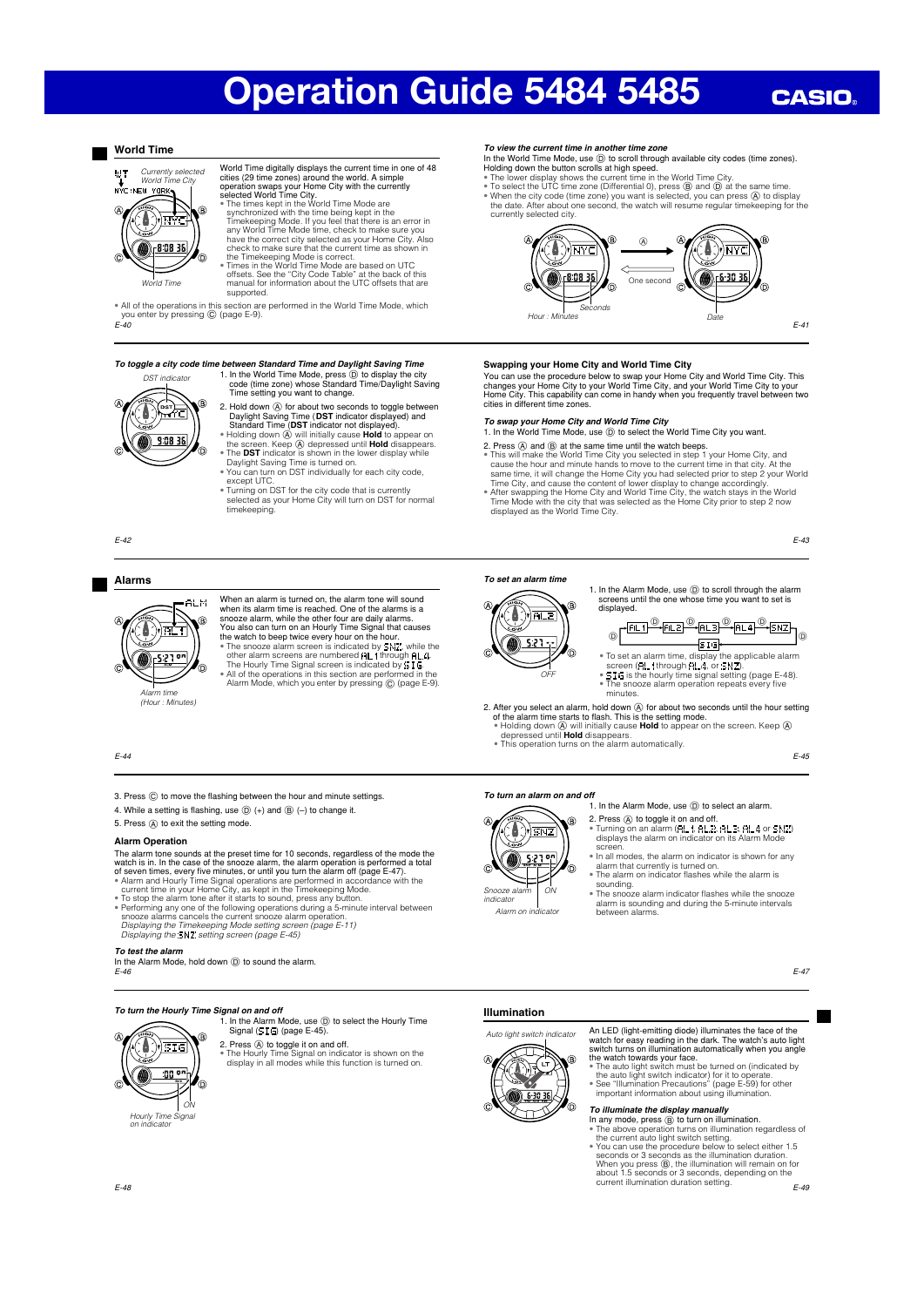# Operation Guide 5484 5485

## World Time

World Time digitally displays the current time in one of 48 cities (29 time zones) around the world. A simple operation swaps your Home City with the currently selected World Time City.

- The times kept in the World Time Mode are synchronized with the time being kept in the Timekeeping Mode. If you feel that there is an error in any World Time Mode time, check to make sure you have the correct city selected as your Home City. Also check to make sure that the current time as shown in the Timekeeping Mode is correct.
- Times in the World Time Mode are based on UTC offsets. See the "City Code Table" at the back of this manual for information about the UTC offsets that are supported.

- All of the operations in this section are performed in the World Time Mode, which you enter by pressing Ⓒ (page E-9).

### *To view the current time in another time zone*

In the World Time Mode, use Ⓓ to scroll through available city codes (time zones). Holding down the button scrolls at high speed.

- The lower display shows the current time in the World Time City.
- To select the UTC time zone (Differential 0), press Ⓑ and Ⓓ at the same time.
- When the city code (time zone) you want is selected, you can press Ⓐ to display the date. After about one second, the watch will resume regular timekeeping for the currently selected city.

### *To toggle a city code time between Standard Time and Daylight Saving Time*

1. In the World Time Mode, press Ⓓ to display the city code (time zone) whose Standard Time/Daylight Saving Time setting you want to change.
2. Hold down Ⓐ for about two seconds to toggle between Daylight Saving Time (**DST** indicator displayed) and Standard Time (**DST** indicator not displayed).
   - Holding down Ⓐ will initially cause **Hold** to appear on the screen. Keep Ⓐ depressed until **Hold** disappears.
   - The **DST** indicator is shown in the lower display while Daylight Saving Time is turned on.
   - You can turn on DST individually for each city code, except UTC.
   - Turning on DST for the city code that is currently selected as your Home City will turn on DST for normal timekeeping.

### Swapping your Home City and World Time City

You can use the procedure below to swap your Home City and World Time City. This changes your Home City to your World Time City, and your World Time City to your Home City. This capability can come in handy when you frequently travel between two cities in different time zones.

#### *To swap your Home City and World Time City*

1. In the World Time Mode, use Ⓓ to select the World Time City you want.
2. Press Ⓐ and Ⓑ at the same time until the watch beeps.
   - This will make the World Time City you selected in step 1 your Home City, and cause the hour and minute hands to move to the current time in that city. At the same time, it will change the Home City you had selected prior to step 2 your World Time City, and cause the content of lower display to change accordingly.
   - After swapping the Home City and World Time City, the watch stays in the World Time Mode with the city that was selected as the Home City prior to step 2 now displayed as the World Time City.

## Alarms

When an alarm is turned on, the alarm tone will sound when its alarm time is reached. One of the alarms is a snooze alarm, while the other four are daily alarms. You also can turn on an Hourly Time Signal that causes the watch to beep twice every hour on the hour.

- The snooze alarm screen is indicated by SNZ, while the other alarm screens are numbered AL1 through AL4. The Hourly Time Signal screen is indicated by SIG.
- All of the operations in this section are performed in the Alarm Mode, which you enter by pressing Ⓒ (page E-9).

### *To set an alarm time*

1. In the Alarm Mode, use Ⓓ to scroll through the alarm screens until the one whose time you want to set is displayed.
   - To set an alarm time, display the applicable alarm screen (AL1 through AL4, or SNZ).
   - SIG is the hourly time signal setting (page E-48).
   - The snooze alarm operation repeats every five minutes.
2. After you select an alarm, hold down Ⓐ for about two seconds until the hour setting of the alarm time starts to flash. This is the setting mode.
   - Holding down Ⓐ will initially cause **Hold** to appear on the screen. Keep Ⓐ depressed until **Hold** disappears.
   - This operation turns on the alarm automatically.
3. Press Ⓒ to move the flashing between the hour and minute settings.
4. While a setting is flashing, use Ⓓ (+) and Ⓑ (–) to change it.
5. Press Ⓐ to exit the setting mode.

### Alarm Operation

The alarm tone sounds at the preset time for 10 seconds, regardless of the mode the watch is in. In the case of the snooze alarm, the alarm operation is performed a total of seven times, every five minutes, or until you turn the alarm off (page E-47).

- Alarm and Hourly Time Signal operations are performed in accordance with the current time in your Home City, as kept in the Timekeeping Mode.
- To stop the alarm tone after it starts to sound, press any button.
- Performing any one of the following operations during a 5-minute interval between snooze alarms cancels the current snooze alarm operation.
  *Displaying the Timekeeping Mode setting screen (page E-11)*
  *Displaying the SNZ setting screen (page E-45)*

### *To test the alarm*

In the Alarm Mode, hold down Ⓓ to sound the alarm.

### *To turn an alarm on and off*

1. In the Alarm Mode, use Ⓓ to select an alarm.
2. Press Ⓐ to toggle it on and off.
   - Turning on an alarm (AL1, AL2, AL3, AL4 or SNZ) displays the alarm on indicator on its Alarm Mode screen.
   - In all modes, the alarm on indicator is shown for any alarm that currently is turned on.
   - The alarm on indicator flashes while the alarm is sounding.
   - The snooze alarm indicator flashes while the snooze alarm is sounding and during the 5-minute intervals between alarms.

### *To turn the Hourly Time Signal on and off*

1. In the Alarm Mode, use Ⓓ to select the Hourly Time Signal (SIG) (page E-45).
2. Press Ⓐ to toggle it on and off.
   - The Hourly Time Signal on indicator is shown on the display in all modes while this function is turned on.

## Illumination

An LED (light-emitting diode) illuminates the face of the watch for easy reading in the dark. The watch's auto light switch turns on illumination automatically when you angle the watch towards your face.

- The auto light switch must be turned on (indicated by the auto light switch indicator) for it to operate.
- See "Illumination Precautions" (page E-59) for other important information about using illumination.

### *To illuminate the display manually*

In any mode, press Ⓑ to turn on illumination.

- The above operation turns on illumination regardless of the current auto light switch setting.
- You can use the procedure below to select either 1.5 seconds or 3 seconds as the illumination duration. When you press Ⓑ, the illumination will remain on for about 1.5 seconds or 3 seconds, depending on the current illumination duration setting.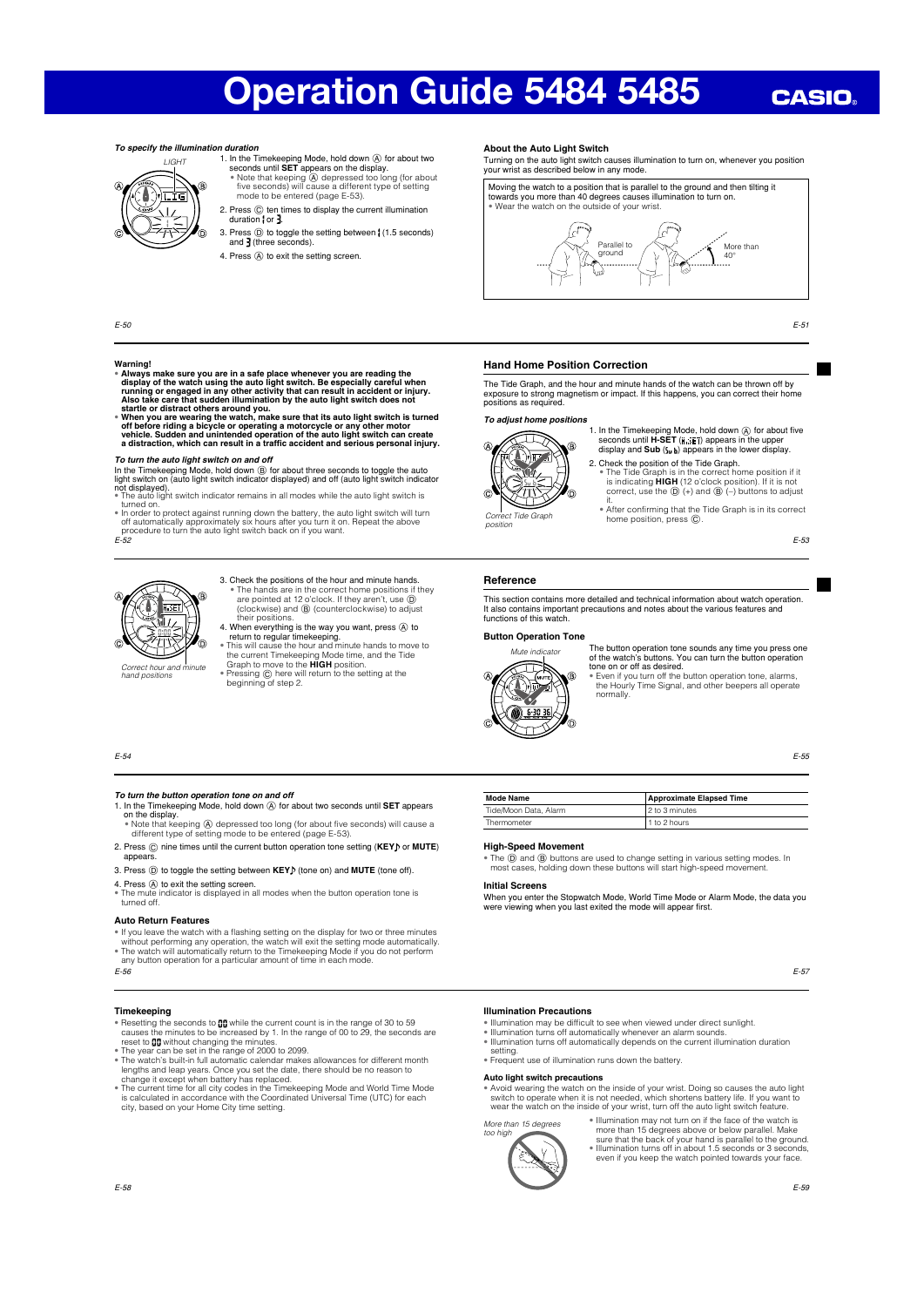# Operation Guide 5484 5485

#### *To specify the illumination duration*

*LIGHT*

1. In the Timekeeping Mode, hold down Ⓐ for about two seconds until **SET** appears on the display.
   - Note that keeping Ⓐ depressed too long (for about five seconds) will cause a different type of setting mode to be entered (page E-53).
2. Press Ⓒ ten times to display the current illumination duration 1 or 3.
3. Press Ⓓ to toggle the setting between 1 (1.5 seconds) and 3 (three seconds).
4. Press Ⓐ to exit the setting screen.

#### About the Auto Light Switch

Turning on the auto light switch causes illumination to turn on, whenever you position your wrist as described below in any mode.

Moving the watch to a position that is parallel to the ground and then tilting it towards you more than 40 degrees causes illumination to turn on.
- Wear the watch on the outside of your wrist.

Parallel to ground

More than 40°

**Warning!**

- **Always make sure you are in a safe place whenever you are reading the display of the watch using the auto light switch. Be especially careful when running or engaged in any other activity that can result in accident or injury. Also take care that sudden illumination by the auto light switch does not startle or distract others around you.**
- **When you are wearing the watch, make sure that its auto light switch is turned off before riding a bicycle or operating a motorcycle or any other motor vehicle. Sudden and unintended operation of the auto light switch can create a distraction, which can result in a traffic accident and serious personal injury.**

#### *To turn the auto light switch on and off*

In the Timekeeping Mode, hold down Ⓑ for about three seconds to toggle the auto light switch on (auto light switch indicator displayed) and off (auto light switch indicator not displayed).
- The auto light switch indicator remains in all modes while the auto light switch is turned on.
- In order to protect against running down the battery, the auto light switch will turn off automatically approximately six hours after you turn it on. Repeat the above procedure to turn the auto light switch back on if you want.

## Hand Home Position Correction

The Tide Graph, and the hour and minute hands of the watch can be thrown off by exposure to strong magnetism or impact. If this happens, you can correct their home positions as required.

#### *To adjust home positions*

1. In the Timekeeping Mode, hold down Ⓐ for about five seconds until **H-SET** appears in the upper display and **Sub** appears in the lower display.
2. Check the position of the Tide Graph.
   - The Tide Graph is in the correct home position if it is indicating **HIGH** (12 o'clock position). If it is not correct, use the Ⓓ (+) and Ⓑ (–) buttons to adjust it.
   - After confirming that the Tide Graph is in its correct home position, press Ⓒ.

*Correct Tide Graph position*

3. Check the positions of the hour and minute hands.
   - The hands are in the correct home positions if they are pointed at 12 o'clock. If they aren't, use Ⓓ (clockwise) and Ⓑ (counterclockwise) to adjust their positions.
4. When everything is the way you want, press Ⓐ to return to regular timekeeping.
   - This will cause the hour and minute hands to move to the current Timekeeping Mode time, and the Tide Graph to move to the **HIGH** position.
   - Pressing Ⓒ here will return to the setting at the beginning of step 2.

*Correct hour and minute hand positions*

## Reference

This section contains more detailed and technical information about watch operation. It also contains important precautions and notes about the various features and functions of this watch.

#### Button Operation Tone

*Mute indicator*

The button operation tone sounds any time you press one of the watch's buttons. You can turn the button operation tone on or off as desired.
- Even if you turn off the button operation tone, alarms, the Hourly Time Signal, and other beepers all operate normally.

#### *To turn the button operation tone on and off*

1. In the Timekeeping Mode, hold down Ⓐ for about two seconds until **SET** appears on the display.
   - Note that keeping Ⓐ depressed too long (for about five seconds) will cause a different type of setting mode to be entered (page E-53).
2. Press Ⓒ nine times until the current button operation tone setting (**KEY♪** or **MUTE**) appears.
3. Press Ⓓ to toggle the setting between **KEY♪** (tone on) and **MUTE** (tone off).
4. Press Ⓐ to exit the setting screen.
   - The mute indicator is displayed in all modes when the button operation tone is turned off.

#### Auto Return Features

- If you leave the watch with a flashing setting on the display for two or three minutes without performing any operation, the watch will exit the setting mode automatically.
- The watch will automatically return to the Timekeeping Mode if you do not perform any button operation for a particular amount of time in each mode.

| Mode Name | Approximate Elapsed Time |
|---|---|
| Tide/Moon Data, Alarm | 2 to 3 minutes |
| Thermometer | 1 to 2 hours |

#### High-Speed Movement

- The Ⓓ and Ⓑ buttons are used to change setting in various setting modes. In most cases, holding down these buttons will start high-speed movement.

#### Initial Screens

When you enter the Stopwatch Mode, World Time Mode or Alarm Mode, the data you were viewing when you last exited the mode will appear first.

#### Timekeeping

- Resetting the seconds to 00 while the current count is in the range of 30 to 59 causes the minutes to be increased by 1. In the range of 00 to 29, the seconds are reset to 00 without changing the minutes.
- The year can be set in the range of 2000 to 2099.
- The watch's built-in full automatic calendar makes allowances for different month lengths and leap years. Once you set the date, there should be no reason to change it except when battery has replaced.
- The current time for all city codes in the Timekeeping Mode and World Time Mode is calculated in accordance with the Coordinated Universal Time (UTC) for each city, based on your Home City time setting.

#### Illumination Precautions

- Illumination may be difficult to see when viewed under direct sunlight.
- Illumination turns off automatically whenever an alarm sounds.
- Illumination turns off automatically depends on the current illumination duration setting.
- Frequent use of illumination runs down the battery.

#### Auto light switch precautions

- Avoid wearing the watch on the inside of your wrist. Doing so causes the auto light switch to operate when it is not needed, which shortens battery life. If you want to wear the watch on the inside of your wrist, turn off the auto light switch feature.

*More than 15 degrees too high*

- Illumination may not turn on if the face of the watch is more than 15 degrees above or below parallel. Make sure that the back of your hand is parallel to the ground.
- Illumination turns off in about 1.5 seconds or 3 seconds, even if you keep the watch pointed towards your face.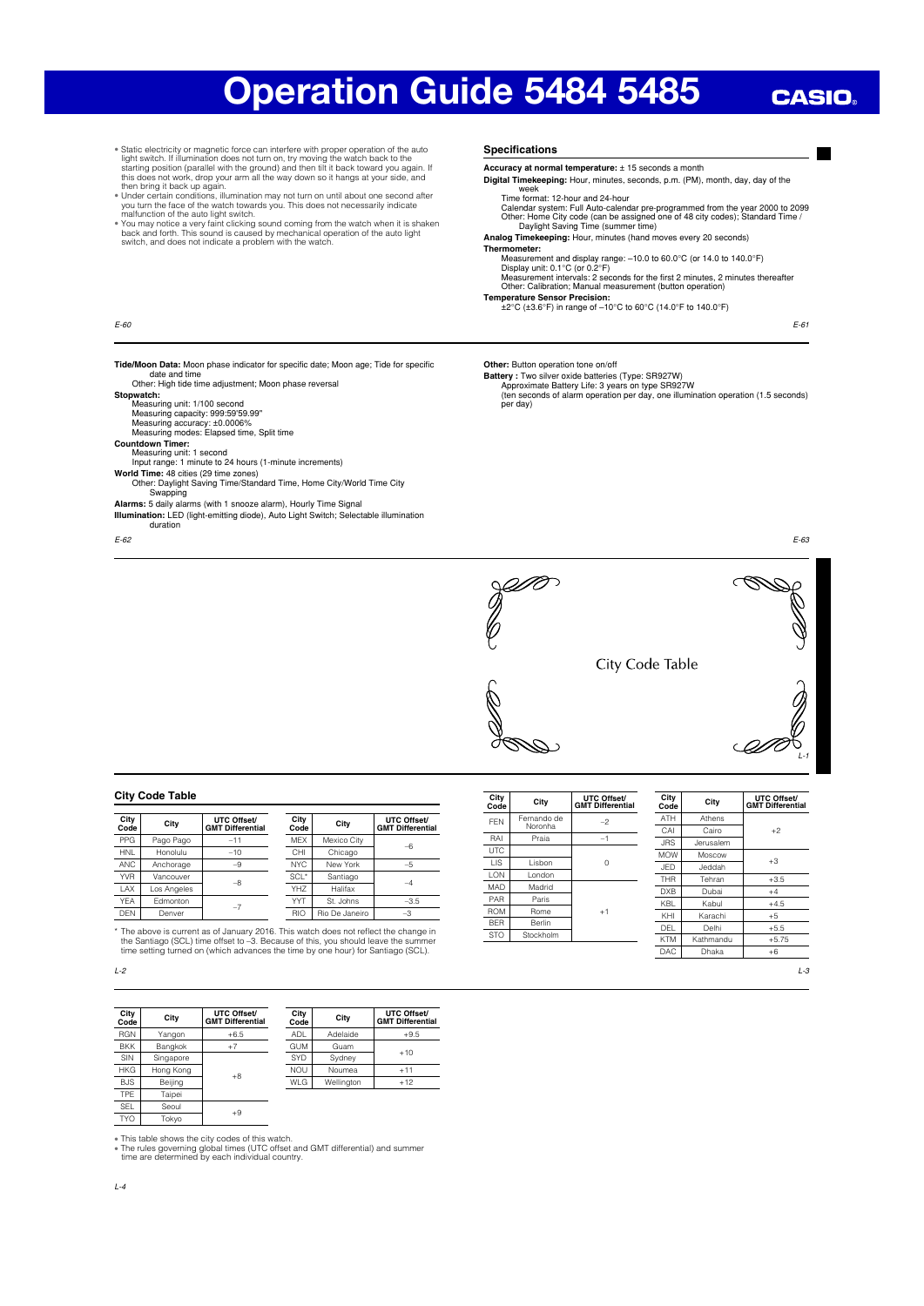# Operation Guide 5484 5485

- Static electricity or magnetic force can interfere with proper operation of the auto light switch. If illumination does not turn on, try moving the watch back to the starting position (parallel with the ground) and then tilt it back toward you again. If this does not work, drop your arm all the way down so it hangs at your side, and then bring it back up again.
- Under certain conditions, illumination may not turn on until about one second after you turn the face of the watch towards you. This does not necessarily indicate malfunction of the auto light switch.
- You may notice a very faint clicking sound coming from the watch when it is shaken back and forth. This sound is caused by mechanical operation of the auto light switch, and does not indicate a problem with the watch.

## Specifications

**Accuracy at normal temperature:** ± 15 seconds a month

**Digital Timekeeping:** Hour, minutes, seconds, p.m. (PM), month, day, day of the week
Time format: 12-hour and 24-hour
Calendar system: Full Auto-calendar pre-programmed from the year 2000 to 2099
Other: Home City code (can be assigned one of 48 city codes); Standard Time / Daylight Saving Time (summer time)

**Analog Timekeeping:** Hour, minutes (hand moves every 20 seconds)

**Thermometer:**
Measurement and display range: –10.0 to 60.0°C (or 14.0 to 140.0°F)
Display unit: 0.1°C (or 0.2°F)
Measurement intervals: 2 seconds for the first 2 minutes, 2 minutes thereafter
Other: Calibration; Manual measurement (button operation)

**Temperature Sensor Precision:**
±2°C (±3.6°F) in range of –10°C to 60°C (14.0°F to 140.0°F)

**Tide/Moon Data:** Moon phase indicator for specific date; Moon age; Tide for specific date and time
Other: High tide time adjustment; Moon phase reversal

**Stopwatch:**
Measuring unit: 1/100 second
Measuring capacity: 999:59'59.99"
Measuring accuracy: ±0.0006%
Measuring modes: Elapsed time, Split time

**Countdown Timer:**
Measuring unit: 1 second
Input range: 1 minute to 24 hours (1-minute increments)

**World Time:** 48 cities (29 time zones)
Other: Daylight Saving Time/Standard Time, Home City/World Time City Swapping

**Alarms:** 5 daily alarms (with 1 snooze alarm), Hourly Time Signal

**Illumination:** LED (light-emitting diode), Auto Light Switch; Selectable illumination duration

**Other:** Button operation tone on/off

**Battery :** Two silver oxide batteries (Type: SR927W)
Approximate Battery Life: 3 years on type SR927W
(ten seconds of alarm operation per day, one illumination operation (1.5 seconds) per day)

City Code Table

## City Code Table

| City Code | City | UTC Offset/ GMT Differential |
|---|---|---|
| PPG | Pago Pago | –11 |
| HNL | Honolulu | –10 |
| ANC | Anchorage | –9 |
| YVR | Vancouver | –8 |
| LAX | Los Angeles | –8 |
| YEA | Edmonton | –7 |
| DEN | Denver | –7 |
| MEX | Mexico City | –6 |
| CHI | Chicago | –6 |
| NYC | New York | –5 |
| SCL* | Santiago | –4 |
| YHZ | Halifax | –4 |
| YYT | St. Johns | –3.5 |
| RIO | Rio De Janeiro | –3 |

* The above is current as of January 2016. This watch does not reflect the change in the Santiago (SCL) time offset to –3. Because of this, you should leave the summer time setting turned on (which advances the time by one hour) for Santiago (SCL).

| City Code | City | UTC Offset/ GMT Differential |
|---|---|---|
| FEN | Fernando de Noronha | –2 |
| RAI | Praia | –1 |
| UTC | | 0 |
| LIS | Lisbon | 0 |
| LON | London | 0 |
| MAD | Madrid | +1 |
| PAR | Paris | +1 |
| ROM | Rome | +1 |
| BER | Berlin | +1 |
| STO | Stockholm | +1 |
| ATH | Athens | +2 |
| CAI | Cairo | +2 |
| JRS | Jerusalem | +2 |
| MOW | Moscow | +3 |
| JED | Jeddah | +3 |
| THR | Tehran | +3.5 |
| DXB | Dubai | +4 |
| KBL | Kabul | +4.5 |
| KHI | Karachi | +5 |
| DEL | Delhi | +5.5 |
| KTM | Kathmandu | +5.75 |
| DAC | Dhaka | +6 |

| City Code | City | UTC Offset/ GMT Differential |
|---|---|---|
| RGN | Yangon | +6.5 |
| BKK | Bangkok | +7 |
| SIN | Singapore | +8 |
| HKG | Hong Kong | +8 |
| BJS | Beijing | +8 |
| TPE | Taipei | +8 |
| SEL | Seoul | +9 |
| TYO | Tokyo | +9 |
| ADL | Adelaide | +9.5 |
| GUM | Guam | +10 |
| SYD | Sydney | +10 |
| NOU | Noumea | +11 |
| WLG | Wellington | +12 |

- This table shows the city codes of this watch.
- The rules governing global times (UTC offset and GMT differential) and summer time are determined by each individual country.